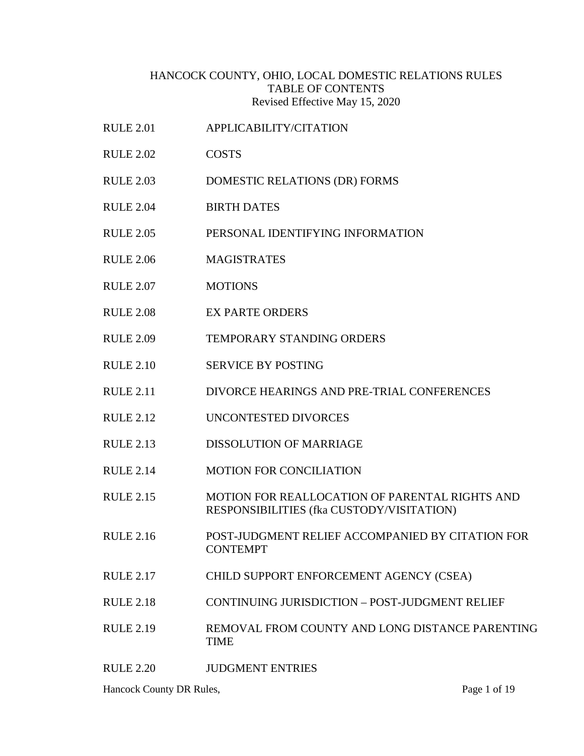# HANCOCK COUNTY, OHIO, LOCAL DOMESTIC RELATIONS RULES
## TABLE OF CONTENTS
Revised Effective May 15, 2020

| | |
|---|---|
| RULE 2.01 | APPLICABILITY/CITATION |
| RULE 2.02 | COSTS |
| RULE 2.03 | DOMESTIC RELATIONS (DR) FORMS |
| RULE 2.04 | BIRTH DATES |
| RULE 2.05 | PERSONAL IDENTIFYING INFORMATION |
| RULE 2.06 | MAGISTRATES |
| RULE 2.07 | MOTIONS |
| RULE 2.08 | EX PARTE ORDERS |
| RULE 2.09 | TEMPORARY STANDING ORDERS |
| RULE 2.10 | SERVICE BY POSTING |
| RULE 2.11 | DIVORCE HEARINGS AND PRE-TRIAL CONFERENCES |
| RULE 2.12 | UNCONTESTED DIVORCES |
| RULE 2.13 | DISSOLUTION OF MARRIAGE |
| RULE 2.14 | MOTION FOR CONCILIATION |
| RULE 2.15 | MOTION FOR REALLOCATION OF PARENTAL RIGHTS AND RESPONSIBILITIES (fka CUSTODY/VISITATION) |
| RULE 2.16 | POST-JUDGMENT RELIEF ACCOMPANIED BY CITATION FOR CONTEMPT |
| RULE 2.17 | CHILD SUPPORT ENFORCEMENT AGENCY (CSEA) |
| RULE 2.18 | CONTINUING JURISDICTION – POST-JUDGMENT RELIEF |
| RULE 2.19 | REMOVAL FROM COUNTY AND LONG DISTANCE PARENTING TIME |
| RULE 2.20 | JUDGMENT ENTRIES |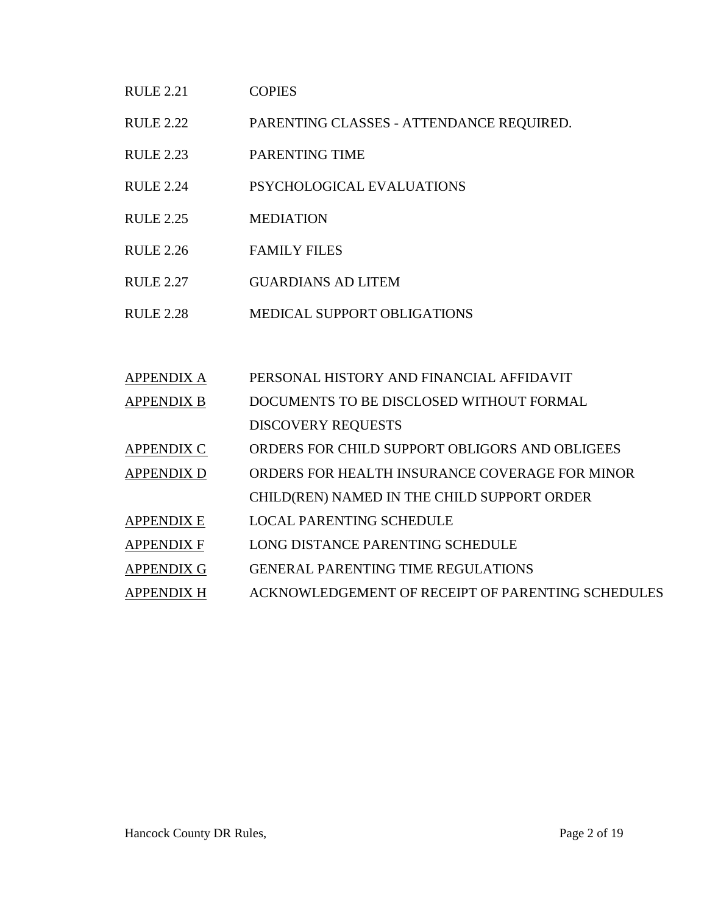| | |
|---|---|
| RULE 2.21 | COPIES |
| RULE 2.22 | PARENTING CLASSES - ATTENDANCE REQUIRED. |
| RULE 2.23 | PARENTING TIME |
| RULE 2.24 | PSYCHOLOGICAL EVALUATIONS |
| RULE 2.25 | MEDIATION |
| RULE 2.26 | FAMILY FILES |
| RULE 2.27 | GUARDIANS AD LITEM |
| RULE 2.28 | MEDICAL SUPPORT OBLIGATIONS |

| | |
|---|---|
| APPENDIX A | PERSONAL HISTORY AND FINANCIAL AFFIDAVIT |
| APPENDIX B | DOCUMENTS TO BE DISCLOSED WITHOUT FORMAL DISCOVERY REQUESTS |
| APPENDIX C | ORDERS FOR CHILD SUPPORT OBLIGORS AND OBLIGEES |
| APPENDIX D | ORDERS FOR HEALTH INSURANCE COVERAGE FOR MINOR CHILD(REN) NAMED IN THE CHILD SUPPORT ORDER |
| APPENDIX E | LOCAL PARENTING SCHEDULE |
| APPENDIX F | LONG DISTANCE PARENTING SCHEDULE |
| APPENDIX G | GENERAL PARENTING TIME REGULATIONS |
| APPENDIX H | ACKNOWLEDGEMENT OF RECEIPT OF PARENTING SCHEDULES |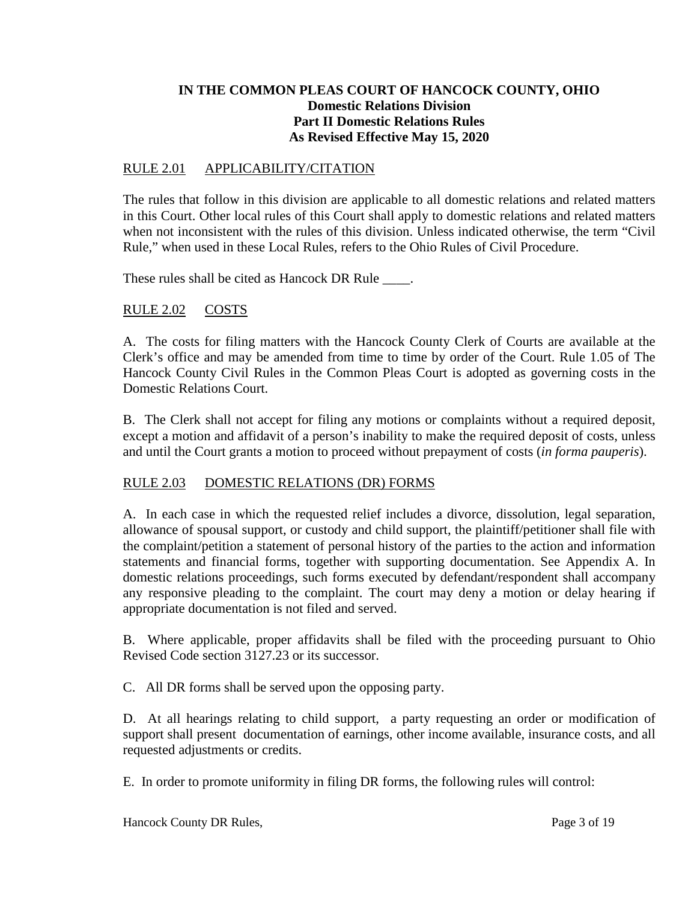**IN THE COMMON PLEAS COURT OF HANCOCK COUNTY, OHIO**
**Domestic Relations Division**
**Part II Domestic Relations Rules**
**As Revised Effective May 15, 2020**

## RULE 2.01 APPLICABILITY/CITATION

The rules that follow in this division are applicable to all domestic relations and related matters in this Court. Other local rules of this Court shall apply to domestic relations and related matters when not inconsistent with the rules of this division. Unless indicated otherwise, the term "Civil Rule," when used in these Local Rules, refers to the Ohio Rules of Civil Procedure.

These rules shall be cited as Hancock DR Rule ____.

## RULE 2.02 COSTS

A. The costs for filing matters with the Hancock County Clerk of Courts are available at the Clerk's office and may be amended from time to time by order of the Court. Rule 1.05 of The Hancock County Civil Rules in the Common Pleas Court is adopted as governing costs in the Domestic Relations Court.

B. The Clerk shall not accept for filing any motions or complaints without a required deposit, except a motion and affidavit of a person's inability to make the required deposit of costs, unless and until the Court grants a motion to proceed without prepayment of costs (*in forma pauperis*).

## RULE 2.03 DOMESTIC RELATIONS (DR) FORMS

A. In each case in which the requested relief includes a divorce, dissolution, legal separation, allowance of spousal support, or custody and child support, the plaintiff/petitioner shall file with the complaint/petition a statement of personal history of the parties to the action and information statements and financial forms, together with supporting documentation. See Appendix A. In domestic relations proceedings, such forms executed by defendant/respondent shall accompany any responsive pleading to the complaint. The court may deny a motion or delay hearing if appropriate documentation is not filed and served.

B. Where applicable, proper affidavits shall be filed with the proceeding pursuant to Ohio Revised Code section 3127.23 or its successor.

C. All DR forms shall be served upon the opposing party.

D. At all hearings relating to child support, a party requesting an order or modification of support shall present documentation of earnings, other income available, insurance costs, and all requested adjustments or credits.

E. In order to promote uniformity in filing DR forms, the following rules will control: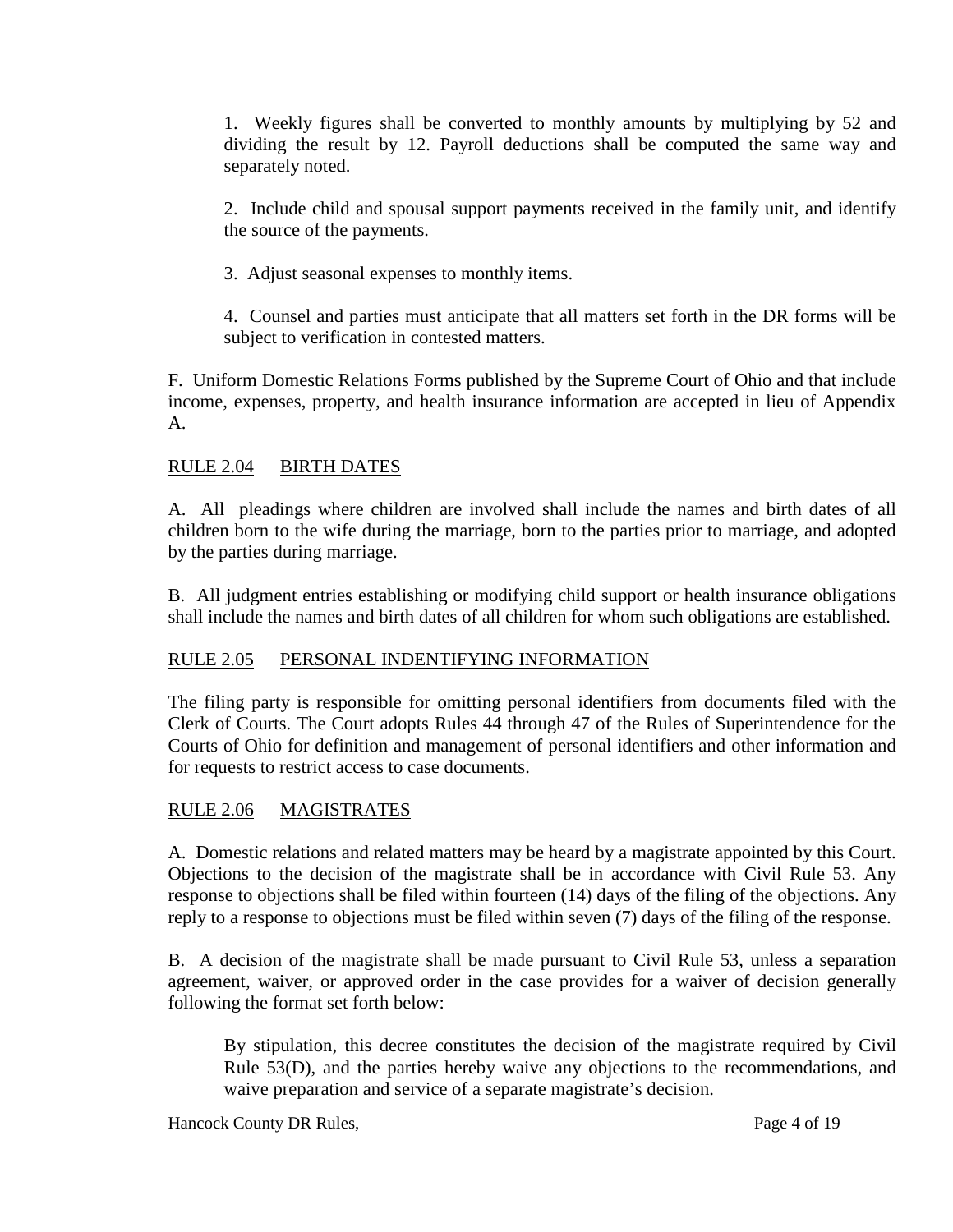1. Weekly figures shall be converted to monthly amounts by multiplying by 52 and dividing the result by 12. Payroll deductions shall be computed the same way and separately noted.

2. Include child and spousal support payments received in the family unit, and identify the source of the payments.

3. Adjust seasonal expenses to monthly items.

4. Counsel and parties must anticipate that all matters set forth in the DR forms will be subject to verification in contested matters.

F. Uniform Domestic Relations Forms published by the Supreme Court of Ohio and that include income, expenses, property, and health insurance information are accepted in lieu of Appendix A.

## RULE 2.04 BIRTH DATES

A. All pleadings where children are involved shall include the names and birth dates of all children born to the wife during the marriage, born to the parties prior to marriage, and adopted by the parties during marriage.

B. All judgment entries establishing or modifying child support or health insurance obligations shall include the names and birth dates of all children for whom such obligations are established.

## RULE 2.05 PERSONAL INDENTIFYING INFORMATION

The filing party is responsible for omitting personal identifiers from documents filed with the Clerk of Courts. The Court adopts Rules 44 through 47 of the Rules of Superintendence for the Courts of Ohio for definition and management of personal identifiers and other information and for requests to restrict access to case documents.

## RULE 2.06 MAGISTRATES

A. Domestic relations and related matters may be heard by a magistrate appointed by this Court. Objections to the decision of the magistrate shall be in accordance with Civil Rule 53. Any response to objections shall be filed within fourteen (14) days of the filing of the objections. Any reply to a response to objections must be filed within seven (7) days of the filing of the response.

B. A decision of the magistrate shall be made pursuant to Civil Rule 53, unless a separation agreement, waiver, or approved order in the case provides for a waiver of decision generally following the format set forth below:

> By stipulation, this decree constitutes the decision of the magistrate required by Civil Rule 53(D), and the parties hereby waive any objections to the recommendations, and waive preparation and service of a separate magistrate's decision.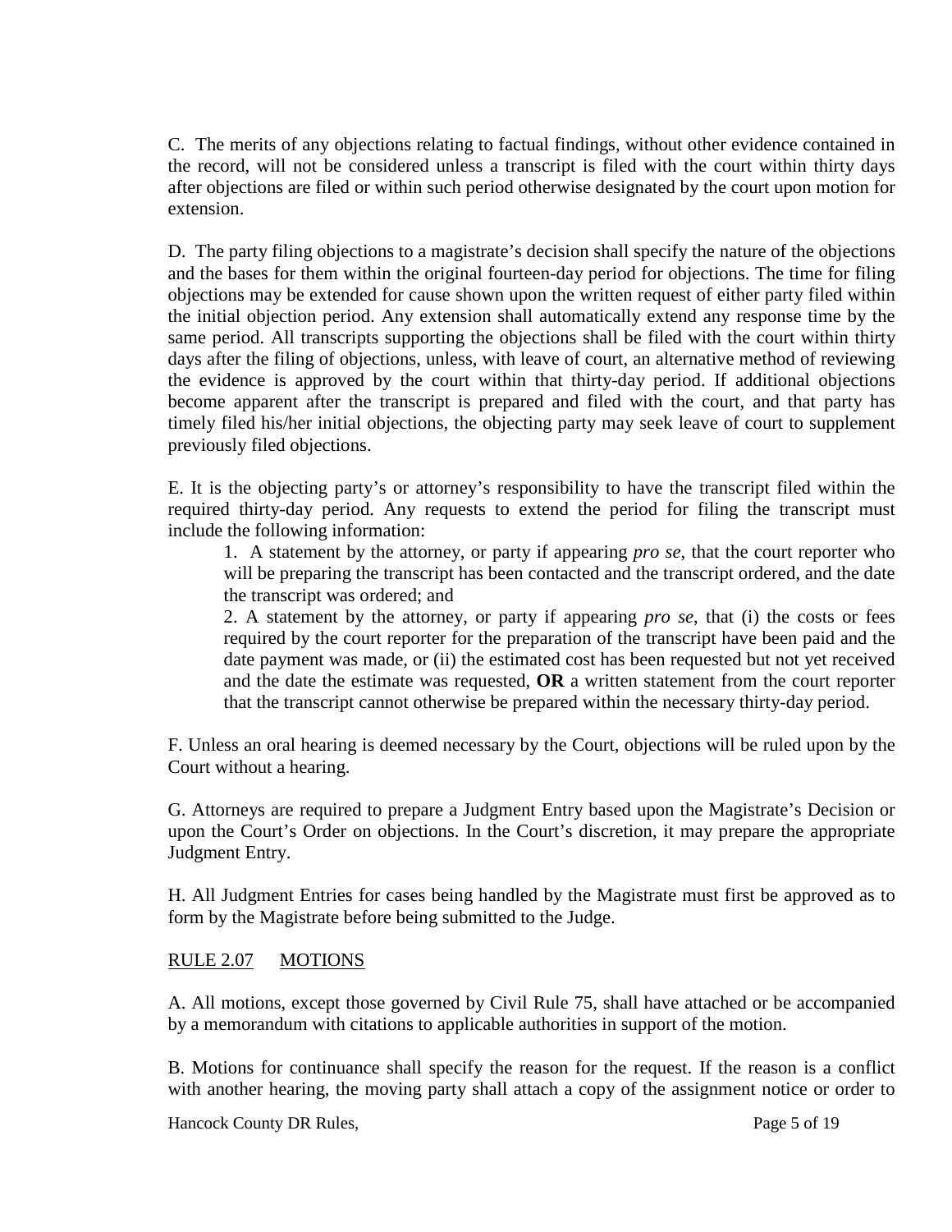C. The merits of any objections relating to factual findings, without other evidence contained in the record, will not be considered unless a transcript is filed with the court within thirty days after objections are filed or within such period otherwise designated by the court upon motion for extension.

D. The party filing objections to a magistrate's decision shall specify the nature of the objections and the bases for them within the original fourteen-day period for objections. The time for filing objections may be extended for cause shown upon the written request of either party filed within the initial objection period. Any extension shall automatically extend any response time by the same period. All transcripts supporting the objections shall be filed with the court within thirty days after the filing of objections, unless, with leave of court, an alternative method of reviewing the evidence is approved by the court within that thirty-day period. If additional objections become apparent after the transcript is prepared and filed with the court, and that party has timely filed his/her initial objections, the objecting party may seek leave of court to supplement previously filed objections.

E. It is the objecting party's or attorney's responsibility to have the transcript filed within the required thirty-day period. Any requests to extend the period for filing the transcript must include the following information:

1. A statement by the attorney, or party if appearing *pro se*, that the court reporter who will be preparing the transcript has been contacted and the transcript ordered, and the date the transcript was ordered; and

2. A statement by the attorney, or party if appearing *pro se*, that (i) the costs or fees required by the court reporter for the preparation of the transcript have been paid and the date payment was made, or (ii) the estimated cost has been requested but not yet received and the date the estimate was requested, **OR** a written statement from the court reporter that the transcript cannot otherwise be prepared within the necessary thirty-day period.

F. Unless an oral hearing is deemed necessary by the Court, objections will be ruled upon by the Court without a hearing.

G. Attorneys are required to prepare a Judgment Entry based upon the Magistrate's Decision or upon the Court's Order on objections. In the Court's discretion, it may prepare the appropriate Judgment Entry.

H. All Judgment Entries for cases being handled by the Magistrate must first be approved as to form by the Magistrate before being submitted to the Judge.

## RULE 2.07 MOTIONS

A. All motions, except those governed by Civil Rule 75, shall have attached or be accompanied by a memorandum with citations to applicable authorities in support of the motion.

B. Motions for continuance shall specify the reason for the request. If the reason is a conflict with another hearing, the moving party shall attach a copy of the assignment notice or order to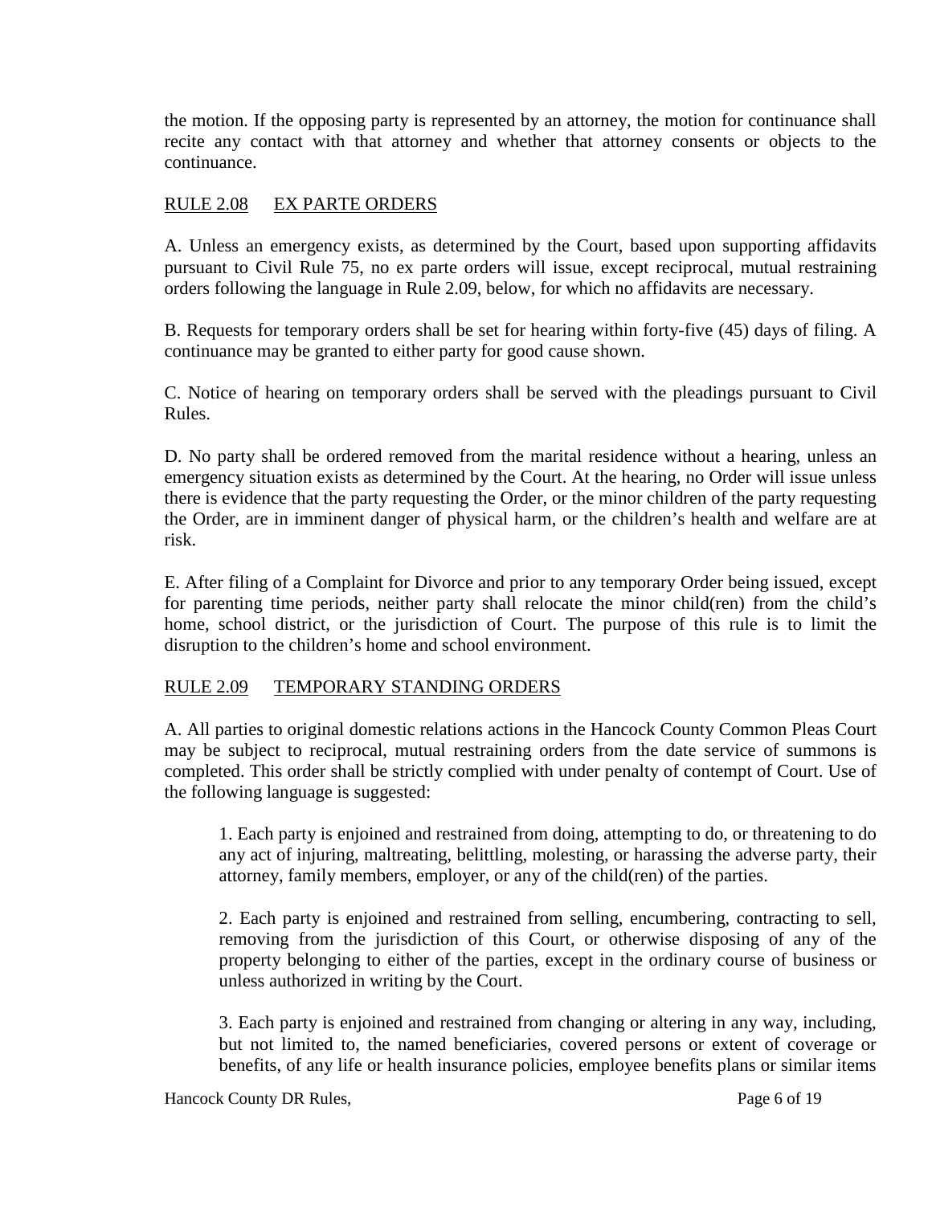the motion. If the opposing party is represented by an attorney, the motion for continuance shall recite any contact with that attorney and whether that attorney consents or objects to the continuance.

## RULE 2.08 EX PARTE ORDERS

A. Unless an emergency exists, as determined by the Court, based upon supporting affidavits pursuant to Civil Rule 75, no ex parte orders will issue, except reciprocal, mutual restraining orders following the language in Rule 2.09, below, for which no affidavits are necessary.

B. Requests for temporary orders shall be set for hearing within forty-five (45) days of filing. A continuance may be granted to either party for good cause shown.

C. Notice of hearing on temporary orders shall be served with the pleadings pursuant to Civil Rules.

D. No party shall be ordered removed from the marital residence without a hearing, unless an emergency situation exists as determined by the Court. At the hearing, no Order will issue unless there is evidence that the party requesting the Order, or the minor children of the party requesting the Order, are in imminent danger of physical harm, or the children's health and welfare are at risk.

E. After filing of a Complaint for Divorce and prior to any temporary Order being issued, except for parenting time periods, neither party shall relocate the minor child(ren) from the child's home, school district, or the jurisdiction of Court. The purpose of this rule is to limit the disruption to the children's home and school environment.

## RULE 2.09 TEMPORARY STANDING ORDERS

A. All parties to original domestic relations actions in the Hancock County Common Pleas Court may be subject to reciprocal, mutual restraining orders from the date service of summons is completed. This order shall be strictly complied with under penalty of contempt of Court. Use of the following language is suggested:

> 1. Each party is enjoined and restrained from doing, attempting to do, or threatening to do any act of injuring, maltreating, belittling, molesting, or harassing the adverse party, their attorney, family members, employer, or any of the child(ren) of the parties.
>
> 2. Each party is enjoined and restrained from selling, encumbering, contracting to sell, removing from the jurisdiction of this Court, or otherwise disposing of any of the property belonging to either of the parties, except in the ordinary course of business or unless authorized in writing by the Court.
>
> 3. Each party is enjoined and restrained from changing or altering in any way, including, but not limited to, the named beneficiaries, covered persons or extent of coverage or benefits, of any life or health insurance policies, employee benefits plans or similar items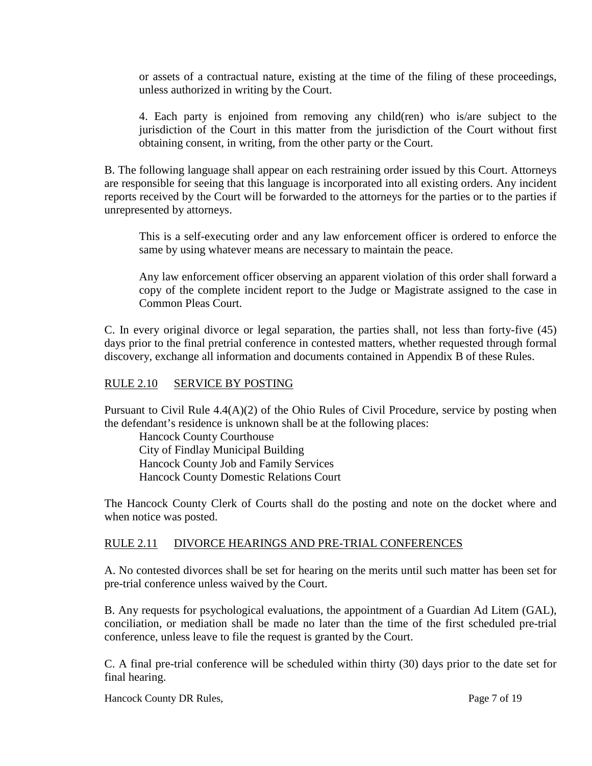or assets of a contractual nature, existing at the time of the filing of these proceedings, unless authorized in writing by the Court.

4. Each party is enjoined from removing any child(ren) who is/are subject to the jurisdiction of the Court in this matter from the jurisdiction of the Court without first obtaining consent, in writing, from the other party or the Court.

B. The following language shall appear on each restraining order issued by this Court. Attorneys are responsible for seeing that this language is incorporated into all existing orders. Any incident reports received by the Court will be forwarded to the attorneys for the parties or to the parties if unrepresented by attorneys.

> This is a self-executing order and any law enforcement officer is ordered to enforce the same by using whatever means are necessary to maintain the peace.
>
> Any law enforcement officer observing an apparent violation of this order shall forward a copy of the complete incident report to the Judge or Magistrate assigned to the case in Common Pleas Court.

C. In every original divorce or legal separation, the parties shall, not less than forty-five (45) days prior to the final pretrial conference in contested matters, whether requested through formal discovery, exchange all information and documents contained in Appendix B of these Rules.

## RULE 2.10 SERVICE BY POSTING

Pursuant to Civil Rule 4.4(A)(2) of the Ohio Rules of Civil Procedure, service by posting when the defendant's residence is unknown shall be at the following places:

Hancock County Courthouse
City of Findlay Municipal Building
Hancock County Job and Family Services
Hancock County Domestic Relations Court

The Hancock County Clerk of Courts shall do the posting and note on the docket where and when notice was posted.

## RULE 2.11 DIVORCE HEARINGS AND PRE-TRIAL CONFERENCES

A. No contested divorces shall be set for hearing on the merits until such matter has been set for pre-trial conference unless waived by the Court.

B. Any requests for psychological evaluations, the appointment of a Guardian Ad Litem (GAL), conciliation, or mediation shall be made no later than the time of the first scheduled pre-trial conference, unless leave to file the request is granted by the Court.

C. A final pre-trial conference will be scheduled within thirty (30) days prior to the date set for final hearing.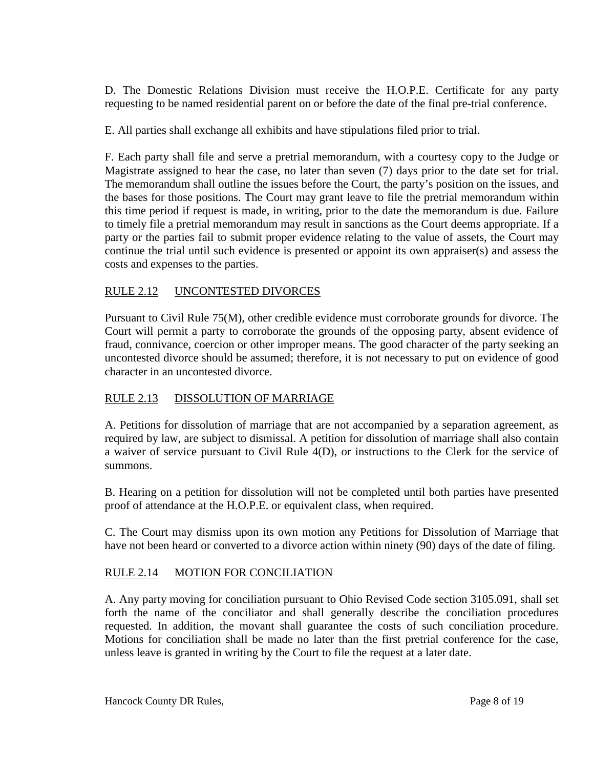D. The Domestic Relations Division must receive the H.O.P.E. Certificate for any party requesting to be named residential parent on or before the date of the final pre-trial conference.

E. All parties shall exchange all exhibits and have stipulations filed prior to trial.

F. Each party shall file and serve a pretrial memorandum, with a courtesy copy to the Judge or Magistrate assigned to hear the case, no later than seven (7) days prior to the date set for trial. The memorandum shall outline the issues before the Court, the party's position on the issues, and the bases for those positions. The Court may grant leave to file the pretrial memorandum within this time period if request is made, in writing, prior to the date the memorandum is due. Failure to timely file a pretrial memorandum may result in sanctions as the Court deems appropriate. If a party or the parties fail to submit proper evidence relating to the value of assets, the Court may continue the trial until such evidence is presented or appoint its own appraiser(s) and assess the costs and expenses to the parties.

## RULE 2.12 UNCONTESTED DIVORCES

Pursuant to Civil Rule 75(M), other credible evidence must corroborate grounds for divorce. The Court will permit a party to corroborate the grounds of the opposing party, absent evidence of fraud, connivance, coercion or other improper means. The good character of the party seeking an uncontested divorce should be assumed; therefore, it is not necessary to put on evidence of good character in an uncontested divorce.

## RULE 2.13 DISSOLUTION OF MARRIAGE

A. Petitions for dissolution of marriage that are not accompanied by a separation agreement, as required by law, are subject to dismissal. A petition for dissolution of marriage shall also contain a waiver of service pursuant to Civil Rule 4(D), or instructions to the Clerk for the service of summons.

B. Hearing on a petition for dissolution will not be completed until both parties have presented proof of attendance at the H.O.P.E. or equivalent class, when required.

C. The Court may dismiss upon its own motion any Petitions for Dissolution of Marriage that have not been heard or converted to a divorce action within ninety (90) days of the date of filing.

## RULE 2.14 MOTION FOR CONCILIATION

A. Any party moving for conciliation pursuant to Ohio Revised Code section 3105.091, shall set forth the name of the conciliator and shall generally describe the conciliation procedures requested. In addition, the movant shall guarantee the costs of such conciliation procedure. Motions for conciliation shall be made no later than the first pretrial conference for the case, unless leave is granted in writing by the Court to file the request at a later date.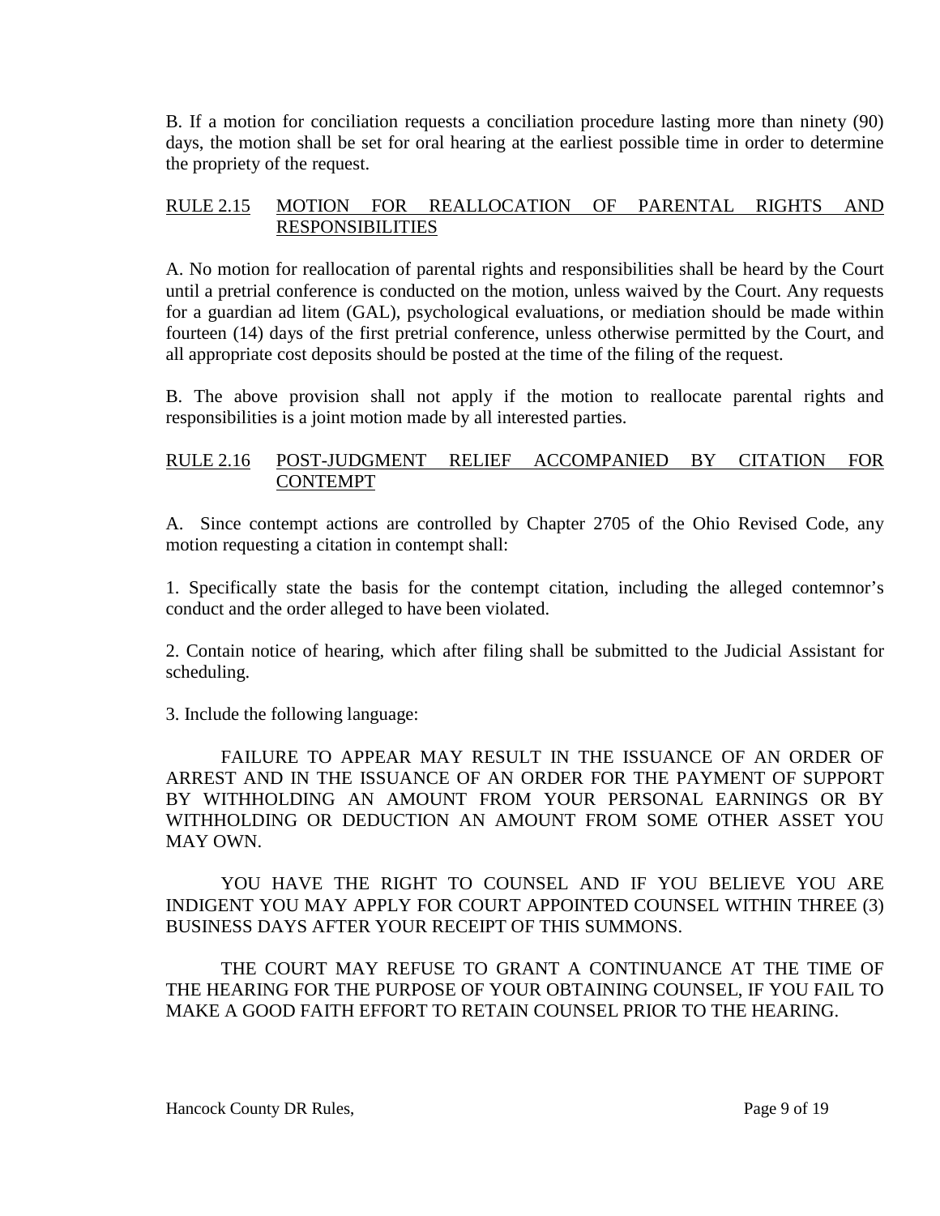B. If a motion for conciliation requests a conciliation procedure lasting more than ninety (90) days, the motion shall be set for oral hearing at the earliest possible time in order to determine the propriety of the request.

## RULE 2.15 MOTION FOR REALLOCATION OF PARENTAL RIGHTS AND RESPONSIBILITIES

A. No motion for reallocation of parental rights and responsibilities shall be heard by the Court until a pretrial conference is conducted on the motion, unless waived by the Court. Any requests for a guardian ad litem (GAL), psychological evaluations, or mediation should be made within fourteen (14) days of the first pretrial conference, unless otherwise permitted by the Court, and all appropriate cost deposits should be posted at the time of the filing of the request.

B. The above provision shall not apply if the motion to reallocate parental rights and responsibilities is a joint motion made by all interested parties.

## RULE 2.16 POST-JUDGMENT RELIEF ACCOMPANIED BY CITATION FOR CONTEMPT

A. Since contempt actions are controlled by Chapter 2705 of the Ohio Revised Code, any motion requesting a citation in contempt shall:

1. Specifically state the basis for the contempt citation, including the alleged contemnor's conduct and the order alleged to have been violated.

2. Contain notice of hearing, which after filing shall be submitted to the Judicial Assistant for scheduling.

3. Include the following language:

FAILURE TO APPEAR MAY RESULT IN THE ISSUANCE OF AN ORDER OF ARREST AND IN THE ISSUANCE OF AN ORDER FOR THE PAYMENT OF SUPPORT BY WITHHOLDING AN AMOUNT FROM YOUR PERSONAL EARNINGS OR BY WITHHOLDING OR DEDUCTION AN AMOUNT FROM SOME OTHER ASSET YOU MAY OWN.

YOU HAVE THE RIGHT TO COUNSEL AND IF YOU BELIEVE YOU ARE INDIGENT YOU MAY APPLY FOR COURT APPOINTED COUNSEL WITHIN THREE (3) BUSINESS DAYS AFTER YOUR RECEIPT OF THIS SUMMONS.

THE COURT MAY REFUSE TO GRANT A CONTINUANCE AT THE TIME OF THE HEARING FOR THE PURPOSE OF YOUR OBTAINING COUNSEL, IF YOU FAIL TO MAKE A GOOD FAITH EFFORT TO RETAIN COUNSEL PRIOR TO THE HEARING.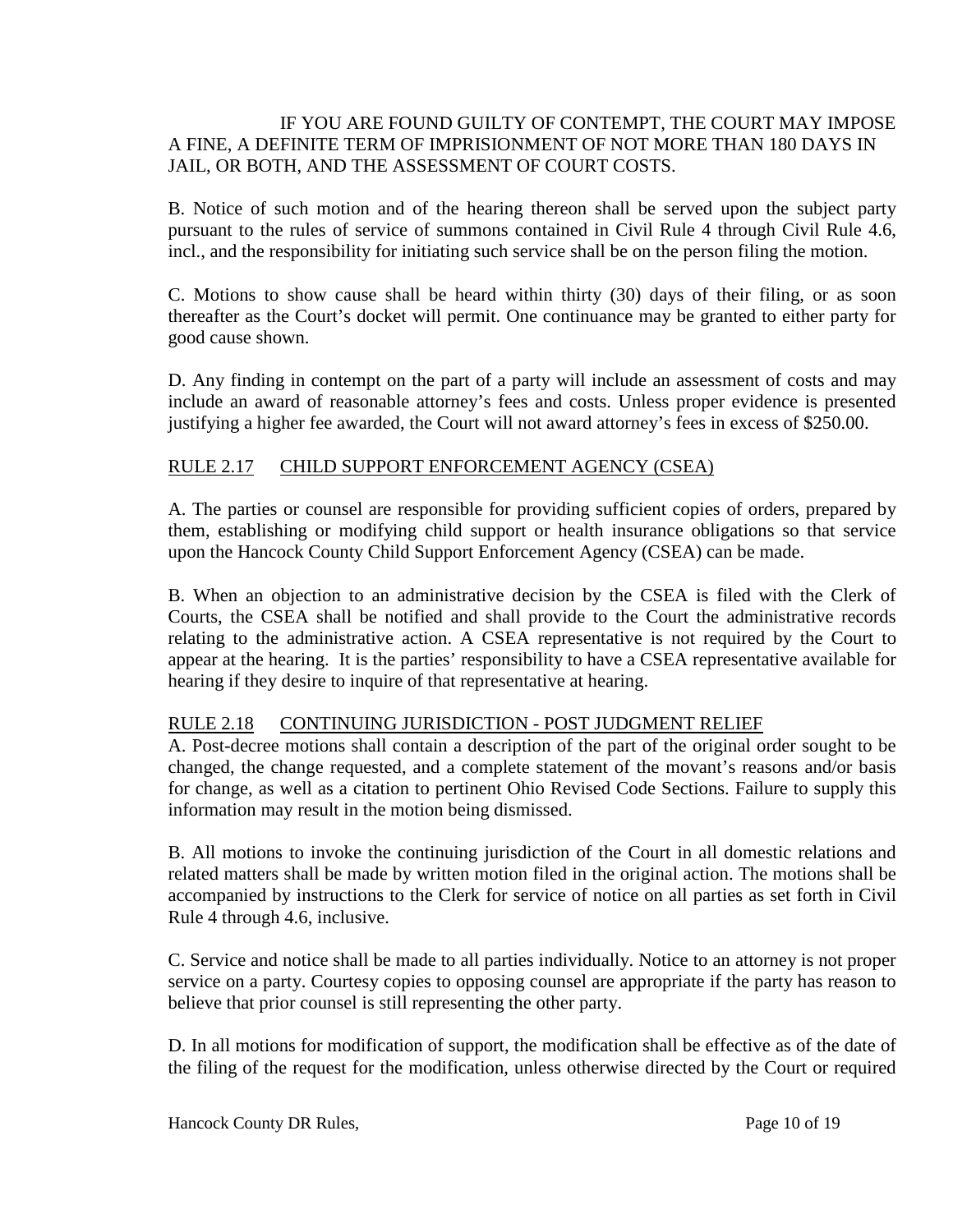IF YOU ARE FOUND GUILTY OF CONTEMPT, THE COURT MAY IMPOSE A FINE, A DEFINITE TERM OF IMPRISIONMENT OF NOT MORE THAN 180 DAYS IN JAIL, OR BOTH, AND THE ASSESSMENT OF COURT COSTS.

B. Notice of such motion and of the hearing thereon shall be served upon the subject party pursuant to the rules of service of summons contained in Civil Rule 4 through Civil Rule 4.6, incl., and the responsibility for initiating such service shall be on the person filing the motion.

C. Motions to show cause shall be heard within thirty (30) days of their filing, or as soon thereafter as the Court's docket will permit. One continuance may be granted to either party for good cause shown.

D. Any finding in contempt on the part of a party will include an assessment of costs and may include an award of reasonable attorney's fees and costs. Unless proper evidence is presented justifying a higher fee awarded, the Court will not award attorney's fees in excess of $250.00.

## RULE 2.17 CHILD SUPPORT ENFORCEMENT AGENCY (CSEA)

A. The parties or counsel are responsible for providing sufficient copies of orders, prepared by them, establishing or modifying child support or health insurance obligations so that service upon the Hancock County Child Support Enforcement Agency (CSEA) can be made.

B. When an objection to an administrative decision by the CSEA is filed with the Clerk of Courts, the CSEA shall be notified and shall provide to the Court the administrative records relating to the administrative action. A CSEA representative is not required by the Court to appear at the hearing. It is the parties' responsibility to have a CSEA representative available for hearing if they desire to inquire of that representative at hearing.

## RULE 2.18 CONTINUING JURISDICTION - POST JUDGMENT RELIEF

A. Post-decree motions shall contain a description of the part of the original order sought to be changed, the change requested, and a complete statement of the movant's reasons and/or basis for change, as well as a citation to pertinent Ohio Revised Code Sections. Failure to supply this information may result in the motion being dismissed.

B. All motions to invoke the continuing jurisdiction of the Court in all domestic relations and related matters shall be made by written motion filed in the original action. The motions shall be accompanied by instructions to the Clerk for service of notice on all parties as set forth in Civil Rule 4 through 4.6, inclusive.

C. Service and notice shall be made to all parties individually. Notice to an attorney is not proper service on a party. Courtesy copies to opposing counsel are appropriate if the party has reason to believe that prior counsel is still representing the other party.

D. In all motions for modification of support, the modification shall be effective as of the date of the filing of the request for the modification, unless otherwise directed by the Court or required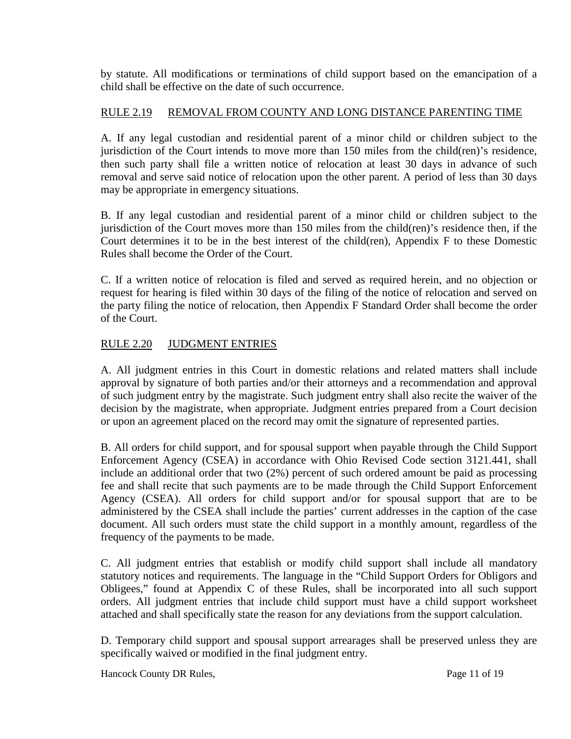by statute. All modifications or terminations of child support based on the emancipation of a child shall be effective on the date of such occurrence.

## RULE 2.19 REMOVAL FROM COUNTY AND LONG DISTANCE PARENTING TIME

A. If any legal custodian and residential parent of a minor child or children subject to the jurisdiction of the Court intends to move more than 150 miles from the child(ren)'s residence, then such party shall file a written notice of relocation at least 30 days in advance of such removal and serve said notice of relocation upon the other parent. A period of less than 30 days may be appropriate in emergency situations.

B. If any legal custodian and residential parent of a minor child or children subject to the jurisdiction of the Court moves more than 150 miles from the child(ren)'s residence then, if the Court determines it to be in the best interest of the child(ren), Appendix F to these Domestic Rules shall become the Order of the Court.

C. If a written notice of relocation is filed and served as required herein, and no objection or request for hearing is filed within 30 days of the filing of the notice of relocation and served on the party filing the notice of relocation, then Appendix F Standard Order shall become the order of the Court.

## RULE 2.20 JUDGMENT ENTRIES

A. All judgment entries in this Court in domestic relations and related matters shall include approval by signature of both parties and/or their attorneys and a recommendation and approval of such judgment entry by the magistrate. Such judgment entry shall also recite the waiver of the decision by the magistrate, when appropriate. Judgment entries prepared from a Court decision or upon an agreement placed on the record may omit the signature of represented parties.

B. All orders for child support, and for spousal support when payable through the Child Support Enforcement Agency (CSEA) in accordance with Ohio Revised Code section 3121.441, shall include an additional order that two (2%) percent of such ordered amount be paid as processing fee and shall recite that such payments are to be made through the Child Support Enforcement Agency (CSEA). All orders for child support and/or for spousal support that are to be administered by the CSEA shall include the parties' current addresses in the caption of the case document. All such orders must state the child support in a monthly amount, regardless of the frequency of the payments to be made.

C. All judgment entries that establish or modify child support shall include all mandatory statutory notices and requirements. The language in the "Child Support Orders for Obligors and Obligees," found at Appendix C of these Rules, shall be incorporated into all such support orders. All judgment entries that include child support must have a child support worksheet attached and shall specifically state the reason for any deviations from the support calculation.

D. Temporary child support and spousal support arrearages shall be preserved unless they are specifically waived or modified in the final judgment entry.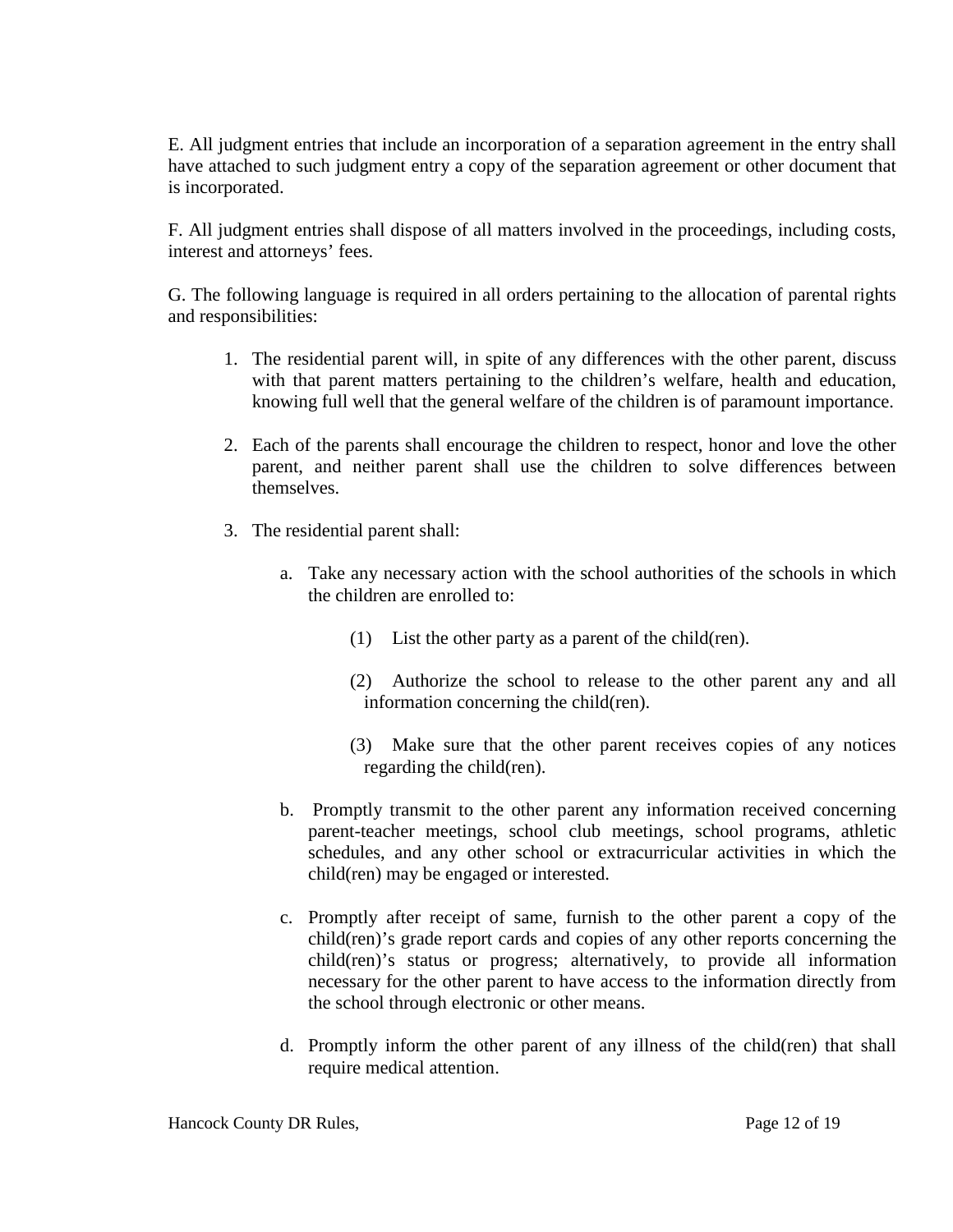E. All judgment entries that include an incorporation of a separation agreement in the entry shall have attached to such judgment entry a copy of the separation agreement or other document that is incorporated.

F. All judgment entries shall dispose of all matters involved in the proceedings, including costs, interest and attorneys' fees.

G. The following language is required in all orders pertaining to the allocation of parental rights and responsibilities:

1. The residential parent will, in spite of any differences with the other parent, discuss with that parent matters pertaining to the children's welfare, health and education, knowing full well that the general welfare of the children is of paramount importance.

2. Each of the parents shall encourage the children to respect, honor and love the other parent, and neither parent shall use the children to solve differences between themselves.

3. The residential parent shall:

   a. Take any necessary action with the school authorities of the schools in which the children are enrolled to:

      (1) List the other party as a parent of the child(ren).

      (2) Authorize the school to release to the other parent any and all information concerning the child(ren).

      (3) Make sure that the other parent receives copies of any notices regarding the child(ren).

   b. Promptly transmit to the other parent any information received concerning parent-teacher meetings, school club meetings, school programs, athletic schedules, and any other school or extracurricular activities in which the child(ren) may be engaged or interested.

   c. Promptly after receipt of same, furnish to the other parent a copy of the child(ren)'s grade report cards and copies of any other reports concerning the child(ren)'s status or progress; alternatively, to provide all information necessary for the other parent to have access to the information directly from the school through electronic or other means.

   d. Promptly inform the other parent of any illness of the child(ren) that shall require medical attention.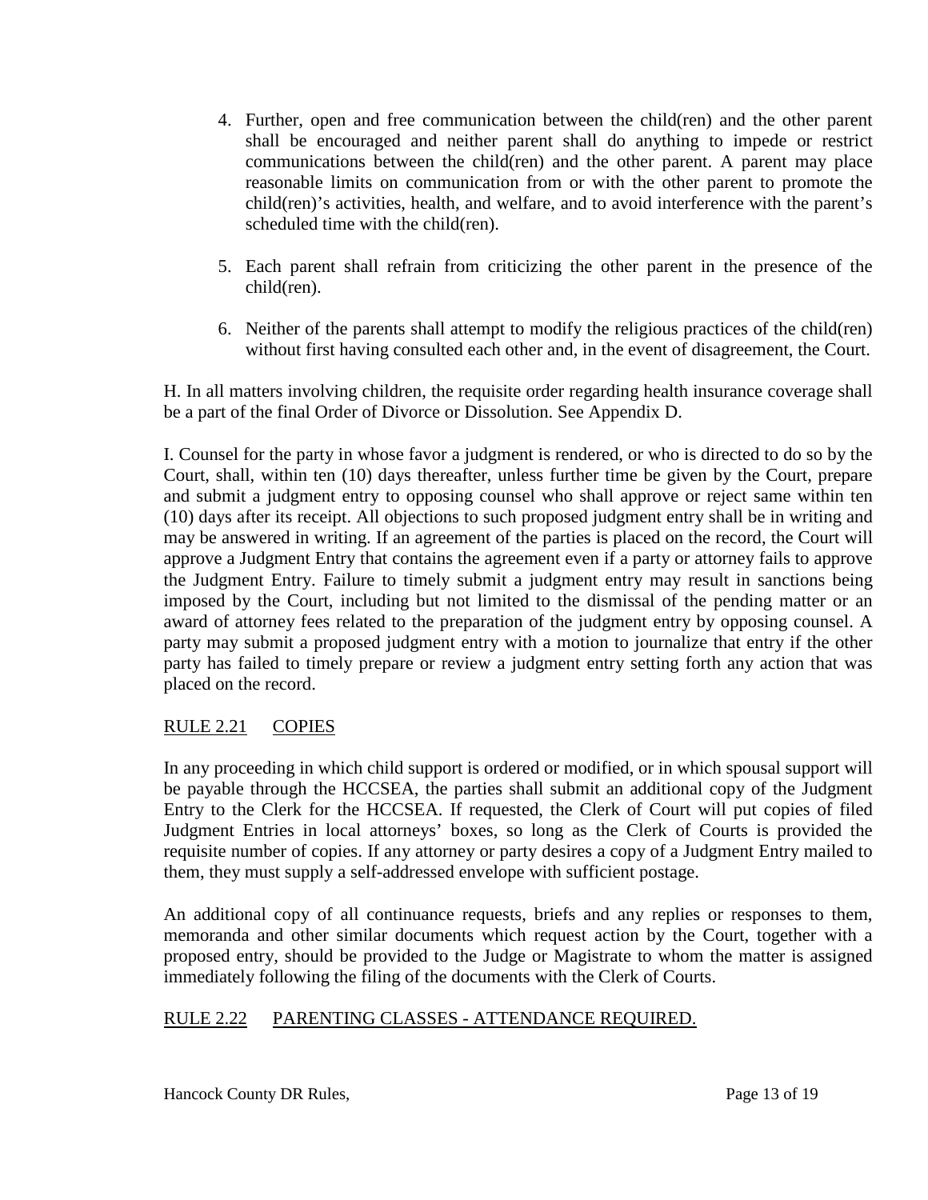4. Further, open and free communication between the child(ren) and the other parent shall be encouraged and neither parent shall do anything to impede or restrict communications between the child(ren) and the other parent. A parent may place reasonable limits on communication from or with the other parent to promote the child(ren)'s activities, health, and welfare, and to avoid interference with the parent's scheduled time with the child(ren).

5. Each parent shall refrain from criticizing the other parent in the presence of the child(ren).

6. Neither of the parents shall attempt to modify the religious practices of the child(ren) without first having consulted each other and, in the event of disagreement, the Court.

H. In all matters involving children, the requisite order regarding health insurance coverage shall be a part of the final Order of Divorce or Dissolution. See Appendix D.

I. Counsel for the party in whose favor a judgment is rendered, or who is directed to do so by the Court, shall, within ten (10) days thereafter, unless further time be given by the Court, prepare and submit a judgment entry to opposing counsel who shall approve or reject same within ten (10) days after its receipt. All objections to such proposed judgment entry shall be in writing and may be answered in writing. If an agreement of the parties is placed on the record, the Court will approve a Judgment Entry that contains the agreement even if a party or attorney fails to approve the Judgment Entry. Failure to timely submit a judgment entry may result in sanctions being imposed by the Court, including but not limited to the dismissal of the pending matter or an award of attorney fees related to the preparation of the judgment entry by opposing counsel. A party may submit a proposed judgment entry with a motion to journalize that entry if the other party has failed to timely prepare or review a judgment entry setting forth any action that was placed on the record.

## RULE 2.21 COPIES

In any proceeding in which child support is ordered or modified, or in which spousal support will be payable through the HCCSEA, the parties shall submit an additional copy of the Judgment Entry to the Clerk for the HCCSEA. If requested, the Clerk of Court will put copies of filed Judgment Entries in local attorneys' boxes, so long as the Clerk of Courts is provided the requisite number of copies. If any attorney or party desires a copy of a Judgment Entry mailed to them, they must supply a self-addressed envelope with sufficient postage.

An additional copy of all continuance requests, briefs and any replies or responses to them, memoranda and other similar documents which request action by the Court, together with a proposed entry, should be provided to the Judge or Magistrate to whom the matter is assigned immediately following the filing of the documents with the Clerk of Courts.

## RULE 2.22 PARENTING CLASSES - ATTENDANCE REQUIRED.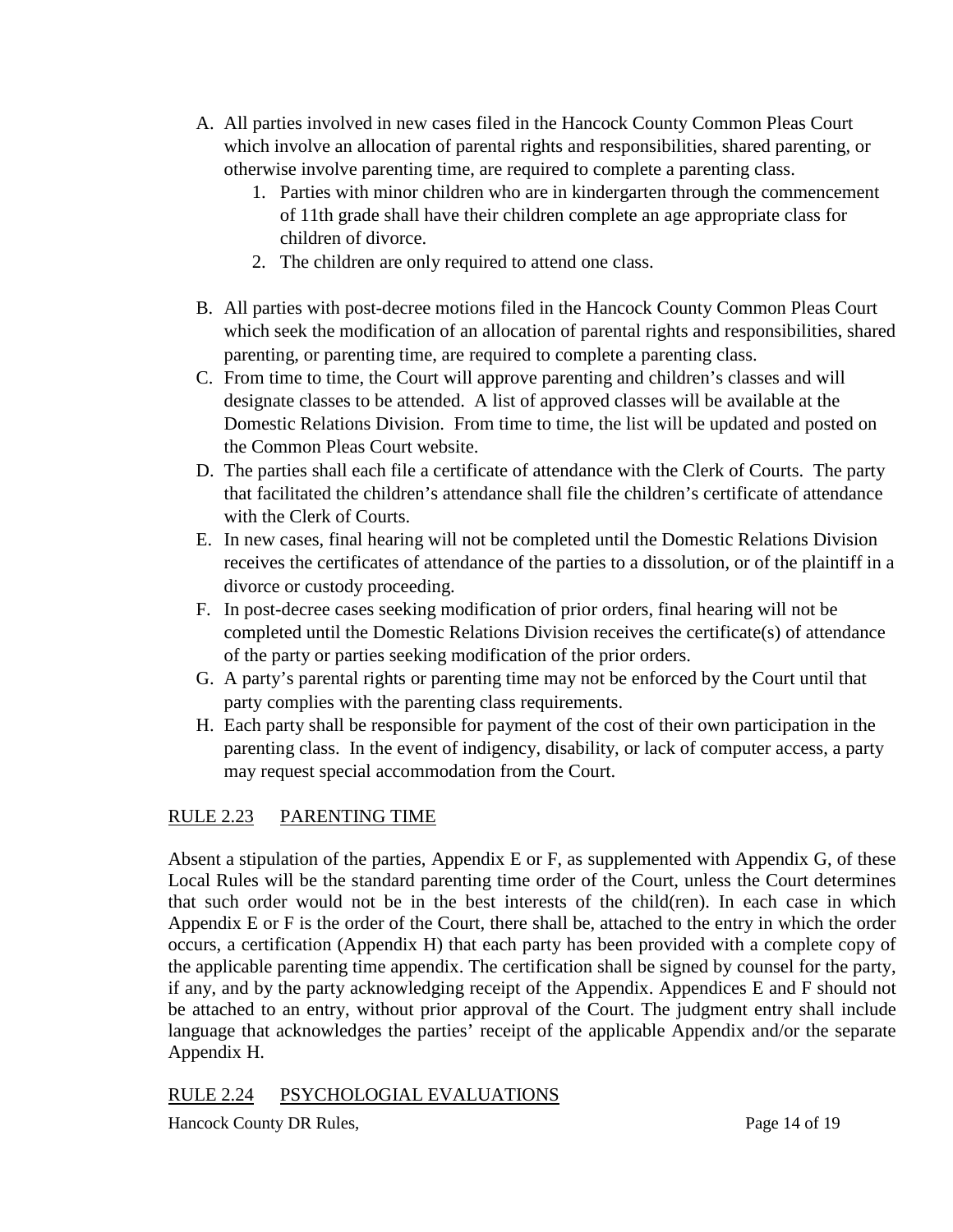A. All parties involved in new cases filed in the Hancock County Common Pleas Court which involve an allocation of parental rights and responsibilities, shared parenting, or otherwise involve parenting time, are required to complete a parenting class.
    1. Parties with minor children who are in kindergarten through the commencement of 11th grade shall have their children complete an age appropriate class for children of divorce.
    2. The children are only required to attend one class.

B. All parties with post-decree motions filed in the Hancock County Common Pleas Court which seek the modification of an allocation of parental rights and responsibilities, shared parenting, or parenting time, are required to complete a parenting class.

C. From time to time, the Court will approve parenting and children's classes and will designate classes to be attended. A list of approved classes will be available at the Domestic Relations Division. From time to time, the list will be updated and posted on the Common Pleas Court website.

D. The parties shall each file a certificate of attendance with the Clerk of Courts. The party that facilitated the children's attendance shall file the children's certificate of attendance with the Clerk of Courts.

E. In new cases, final hearing will not be completed until the Domestic Relations Division receives the certificates of attendance of the parties to a dissolution, or of the plaintiff in a divorce or custody proceeding.

F. In post-decree cases seeking modification of prior orders, final hearing will not be completed until the Domestic Relations Division receives the certificate(s) of attendance of the party or parties seeking modification of the prior orders.

G. A party's parental rights or parenting time may not be enforced by the Court until that party complies with the parenting class requirements.

H. Each party shall be responsible for payment of the cost of their own participation in the parenting class. In the event of indigency, disability, or lack of computer access, a party may request special accommodation from the Court.

## RULE 2.23 PARENTING TIME

Absent a stipulation of the parties, Appendix E or F, as supplemented with Appendix G, of these Local Rules will be the standard parenting time order of the Court, unless the Court determines that such order would not be in the best interests of the child(ren). In each case in which Appendix E or F is the order of the Court, there shall be, attached to the entry in which the order occurs, a certification (Appendix H) that each party has been provided with a complete copy of the applicable parenting time appendix. The certification shall be signed by counsel for the party, if any, and by the party acknowledging receipt of the Appendix. Appendices E and F should not be attached to an entry, without prior approval of the Court. The judgment entry shall include language that acknowledges the parties' receipt of the applicable Appendix and/or the separate Appendix H.

## RULE 2.24 PSYCHOLOGIAL EVALUATIONS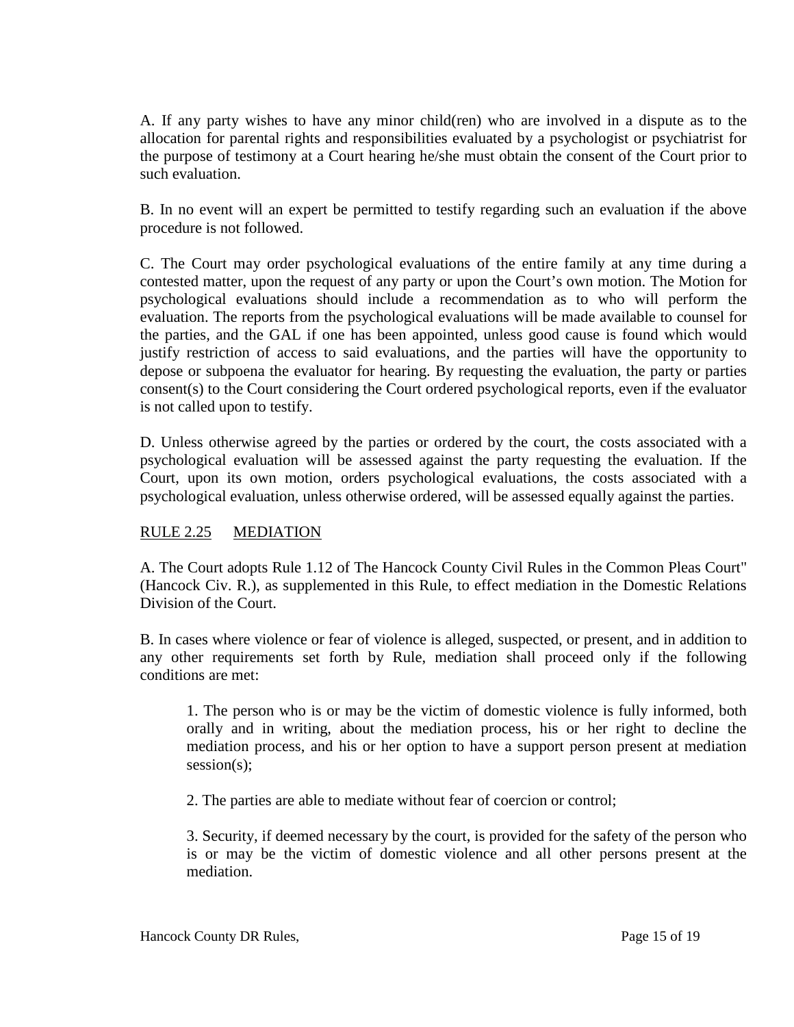A. If any party wishes to have any minor child(ren) who are involved in a dispute as to the allocation for parental rights and responsibilities evaluated by a psychologist or psychiatrist for the purpose of testimony at a Court hearing he/she must obtain the consent of the Court prior to such evaluation.

B. In no event will an expert be permitted to testify regarding such an evaluation if the above procedure is not followed.

C. The Court may order psychological evaluations of the entire family at any time during a contested matter, upon the request of any party or upon the Court's own motion. The Motion for psychological evaluations should include a recommendation as to who will perform the evaluation. The reports from the psychological evaluations will be made available to counsel for the parties, and the GAL if one has been appointed, unless good cause is found which would justify restriction of access to said evaluations, and the parties will have the opportunity to depose or subpoena the evaluator for hearing. By requesting the evaluation, the party or parties consent(s) to the Court considering the Court ordered psychological reports, even if the evaluator is not called upon to testify.

D. Unless otherwise agreed by the parties or ordered by the court, the costs associated with a psychological evaluation will be assessed against the party requesting the evaluation. If the Court, upon its own motion, orders psychological evaluations, the costs associated with a psychological evaluation, unless otherwise ordered, will be assessed equally against the parties.

## RULE 2.25 MEDIATION

A. The Court adopts Rule 1.12 of The Hancock County Civil Rules in the Common Pleas Court" (Hancock Civ. R.), as supplemented in this Rule, to effect mediation in the Domestic Relations Division of the Court.

B. In cases where violence or fear of violence is alleged, suspected, or present, and in addition to any other requirements set forth by Rule, mediation shall proceed only if the following conditions are met:

1. The person who is or may be the victim of domestic violence is fully informed, both orally and in writing, about the mediation process, his or her right to decline the mediation process, and his or her option to have a support person present at mediation session(s);

2. The parties are able to mediate without fear of coercion or control;

3. Security, if deemed necessary by the court, is provided for the safety of the person who is or may be the victim of domestic violence and all other persons present at the mediation.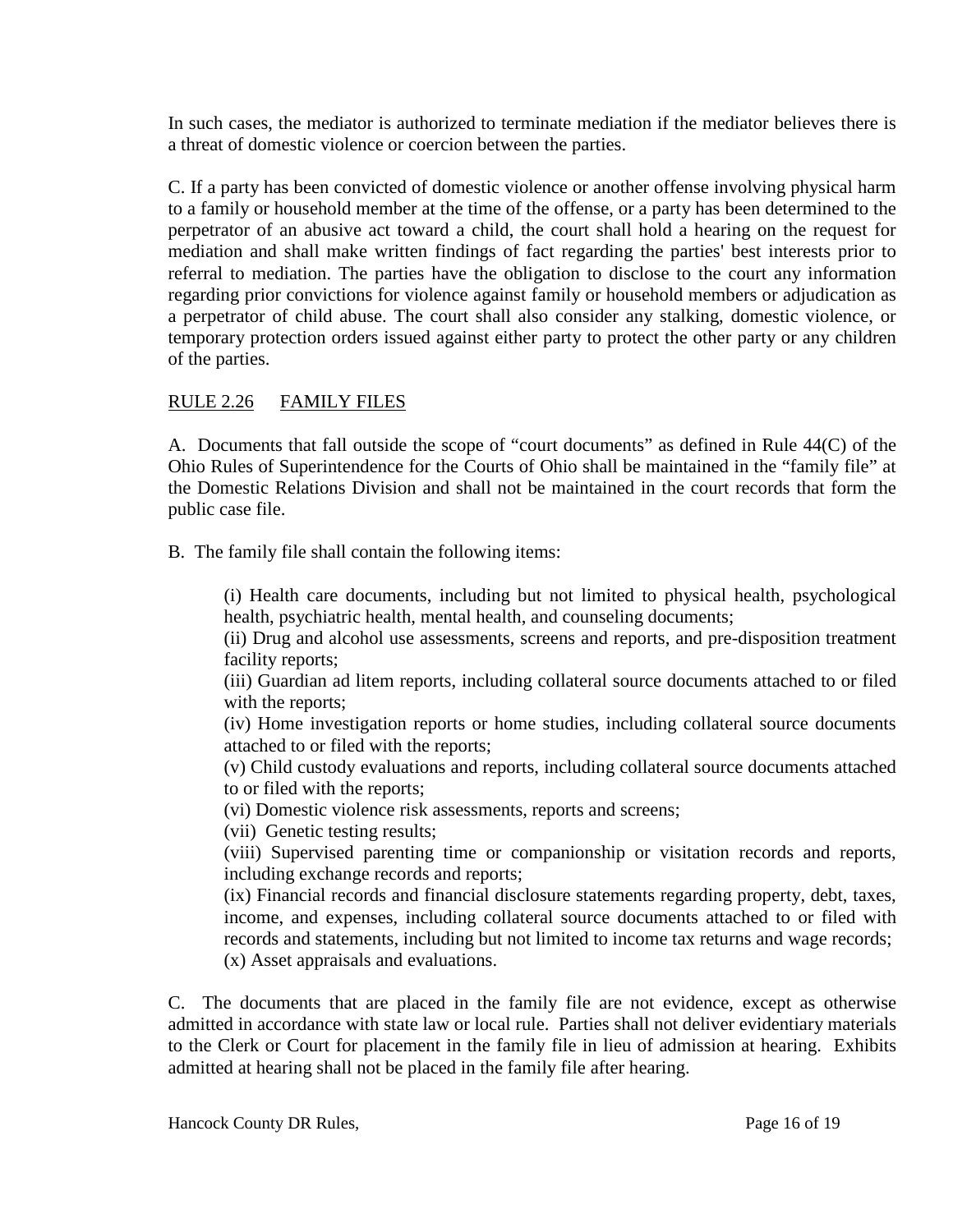In such cases, the mediator is authorized to terminate mediation if the mediator believes there is a threat of domestic violence or coercion between the parties.

C. If a party has been convicted of domestic violence or another offense involving physical harm to a family or household member at the time of the offense, or a party has been determined to the perpetrator of an abusive act toward a child, the court shall hold a hearing on the request for mediation and shall make written findings of fact regarding the parties' best interests prior to referral to mediation. The parties have the obligation to disclose to the court any information regarding prior convictions for violence against family or household members or adjudication as a perpetrator of child abuse. The court shall also consider any stalking, domestic violence, or temporary protection orders issued against either party to protect the other party or any children of the parties.

## RULE 2.26 FAMILY FILES

A. Documents that fall outside the scope of "court documents" as defined in Rule 44(C) of the Ohio Rules of Superintendence for the Courts of Ohio shall be maintained in the "family file" at the Domestic Relations Division and shall not be maintained in the court records that form the public case file.

B. The family file shall contain the following items:

(i) Health care documents, including but not limited to physical health, psychological health, psychiatric health, mental health, and counseling documents;
(ii) Drug and alcohol use assessments, screens and reports, and pre-disposition treatment facility reports;
(iii) Guardian ad litem reports, including collateral source documents attached to or filed with the reports;
(iv) Home investigation reports or home studies, including collateral source documents attached to or filed with the reports;
(v) Child custody evaluations and reports, including collateral source documents attached to or filed with the reports;
(vi) Domestic violence risk assessments, reports and screens;
(vii) Genetic testing results;
(viii) Supervised parenting time or companionship or visitation records and reports, including exchange records and reports;
(ix) Financial records and financial disclosure statements regarding property, debt, taxes, income, and expenses, including collateral source documents attached to or filed with records and statements, including but not limited to income tax returns and wage records;
(x) Asset appraisals and evaluations.

C. The documents that are placed in the family file are not evidence, except as otherwise admitted in accordance with state law or local rule. Parties shall not deliver evidentiary materials to the Clerk or Court for placement in the family file in lieu of admission at hearing. Exhibits admitted at hearing shall not be placed in the family file after hearing.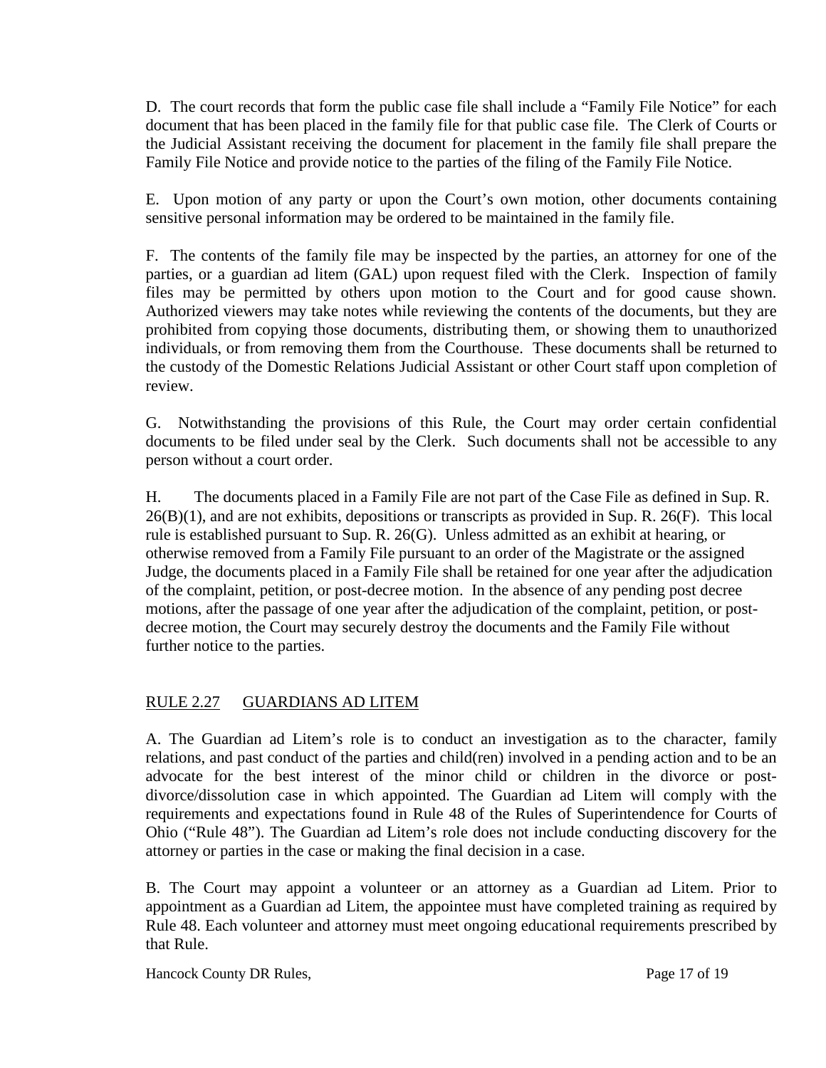D. The court records that form the public case file shall include a "Family File Notice" for each document that has been placed in the family file for that public case file. The Clerk of Courts or the Judicial Assistant receiving the document for placement in the family file shall prepare the Family File Notice and provide notice to the parties of the filing of the Family File Notice.

E. Upon motion of any party or upon the Court's own motion, other documents containing sensitive personal information may be ordered to be maintained in the family file.

F. The contents of the family file may be inspected by the parties, an attorney for one of the parties, or a guardian ad litem (GAL) upon request filed with the Clerk. Inspection of family files may be permitted by others upon motion to the Court and for good cause shown. Authorized viewers may take notes while reviewing the contents of the documents, but they are prohibited from copying those documents, distributing them, or showing them to unauthorized individuals, or from removing them from the Courthouse. These documents shall be returned to the custody of the Domestic Relations Judicial Assistant or other Court staff upon completion of review.

G. Notwithstanding the provisions of this Rule, the Court may order certain confidential documents to be filed under seal by the Clerk. Such documents shall not be accessible to any person without a court order.

H. The documents placed in a Family File are not part of the Case File as defined in Sup. R. 26(B)(1), and are not exhibits, depositions or transcripts as provided in Sup. R. 26(F). This local rule is established pursuant to Sup. R. 26(G). Unless admitted as an exhibit at hearing, or otherwise removed from a Family File pursuant to an order of the Magistrate or the assigned Judge, the documents placed in a Family File shall be retained for one year after the adjudication of the complaint, petition, or post-decree motion. In the absence of any pending post decree motions, after the passage of one year after the adjudication of the complaint, petition, or post-decree motion, the Court may securely destroy the documents and the Family File without further notice to the parties.

## RULE 2.27 GUARDIANS AD LITEM

A. The Guardian ad Litem's role is to conduct an investigation as to the character, family relations, and past conduct of the parties and child(ren) involved in a pending action and to be an advocate for the best interest of the minor child or children in the divorce or post-divorce/dissolution case in which appointed. The Guardian ad Litem will comply with the requirements and expectations found in Rule 48 of the Rules of Superintendence for Courts of Ohio ("Rule 48"). The Guardian ad Litem's role does not include conducting discovery for the attorney or parties in the case or making the final decision in a case.

B. The Court may appoint a volunteer or an attorney as a Guardian ad Litem. Prior to appointment as a Guardian ad Litem, the appointee must have completed training as required by Rule 48. Each volunteer and attorney must meet ongoing educational requirements prescribed by that Rule.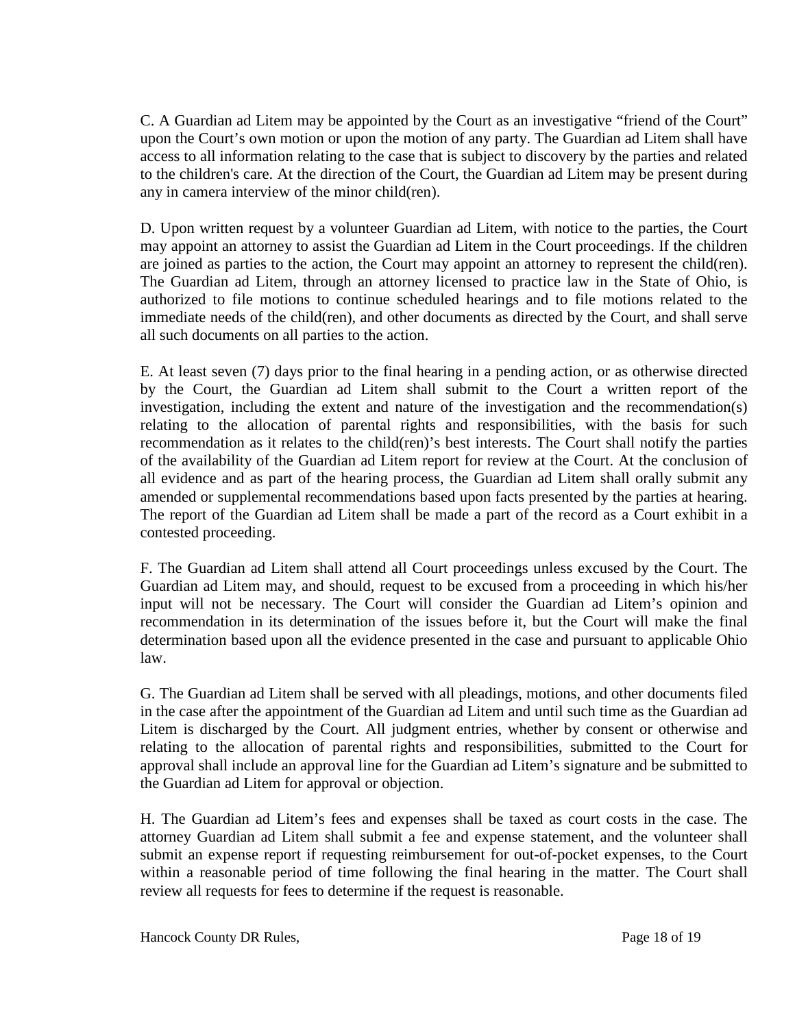C. A Guardian ad Litem may be appointed by the Court as an investigative "friend of the Court" upon the Court's own motion or upon the motion of any party. The Guardian ad Litem shall have access to all information relating to the case that is subject to discovery by the parties and related to the children's care. At the direction of the Court, the Guardian ad Litem may be present during any in camera interview of the minor child(ren).

D. Upon written request by a volunteer Guardian ad Litem, with notice to the parties, the Court may appoint an attorney to assist the Guardian ad Litem in the Court proceedings. If the children are joined as parties to the action, the Court may appoint an attorney to represent the child(ren). The Guardian ad Litem, through an attorney licensed to practice law in the State of Ohio, is authorized to file motions to continue scheduled hearings and to file motions related to the immediate needs of the child(ren), and other documents as directed by the Court, and shall serve all such documents on all parties to the action.

E. At least seven (7) days prior to the final hearing in a pending action, or as otherwise directed by the Court, the Guardian ad Litem shall submit to the Court a written report of the investigation, including the extent and nature of the investigation and the recommendation(s) relating to the allocation of parental rights and responsibilities, with the basis for such recommendation as it relates to the child(ren)'s best interests. The Court shall notify the parties of the availability of the Guardian ad Litem report for review at the Court. At the conclusion of all evidence and as part of the hearing process, the Guardian ad Litem shall orally submit any amended or supplemental recommendations based upon facts presented by the parties at hearing. The report of the Guardian ad Litem shall be made a part of the record as a Court exhibit in a contested proceeding.

F. The Guardian ad Litem shall attend all Court proceedings unless excused by the Court. The Guardian ad Litem may, and should, request to be excused from a proceeding in which his/her input will not be necessary. The Court will consider the Guardian ad Litem's opinion and recommendation in its determination of the issues before it, but the Court will make the final determination based upon all the evidence presented in the case and pursuant to applicable Ohio law.

G. The Guardian ad Litem shall be served with all pleadings, motions, and other documents filed in the case after the appointment of the Guardian ad Litem and until such time as the Guardian ad Litem is discharged by the Court. All judgment entries, whether by consent or otherwise and relating to the allocation of parental rights and responsibilities, submitted to the Court for approval shall include an approval line for the Guardian ad Litem's signature and be submitted to the Guardian ad Litem for approval or objection.

H. The Guardian ad Litem's fees and expenses shall be taxed as court costs in the case. The attorney Guardian ad Litem shall submit a fee and expense statement, and the volunteer shall submit an expense report if requesting reimbursement for out-of-pocket expenses, to the Court within a reasonable period of time following the final hearing in the matter. The Court shall review all requests for fees to determine if the request is reasonable.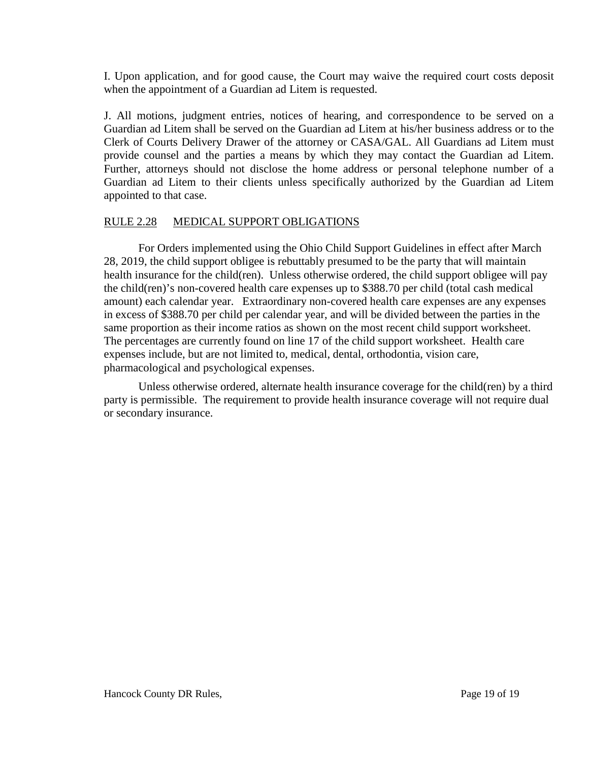I. Upon application, and for good cause, the Court may waive the required court costs deposit when the appointment of a Guardian ad Litem is requested.

J. All motions, judgment entries, notices of hearing, and correspondence to be served on a Guardian ad Litem shall be served on the Guardian ad Litem at his/her business address or to the Clerk of Courts Delivery Drawer of the attorney or CASA/GAL. All Guardians ad Litem must provide counsel and the parties a means by which they may contact the Guardian ad Litem. Further, attorneys should not disclose the home address or personal telephone number of a Guardian ad Litem to their clients unless specifically authorized by the Guardian ad Litem appointed to that case.

## RULE 2.28 MEDICAL SUPPORT OBLIGATIONS

For Orders implemented using the Ohio Child Support Guidelines in effect after March 28, 2019, the child support obligee is rebuttably presumed to be the party that will maintain health insurance for the child(ren). Unless otherwise ordered, the child support obligee will pay the child(ren)'s non-covered health care expenses up to $388.70 per child (total cash medical amount) each calendar year. Extraordinary non-covered health care expenses are any expenses in excess of $388.70 per child per calendar year, and will be divided between the parties in the same proportion as their income ratios as shown on the most recent child support worksheet. The percentages are currently found on line 17 of the child support worksheet. Health care expenses include, but are not limited to, medical, dental, orthodontia, vision care, pharmacological and psychological expenses.

Unless otherwise ordered, alternate health insurance coverage for the child(ren) by a third party is permissible. The requirement to provide health insurance coverage will not require dual or secondary insurance.